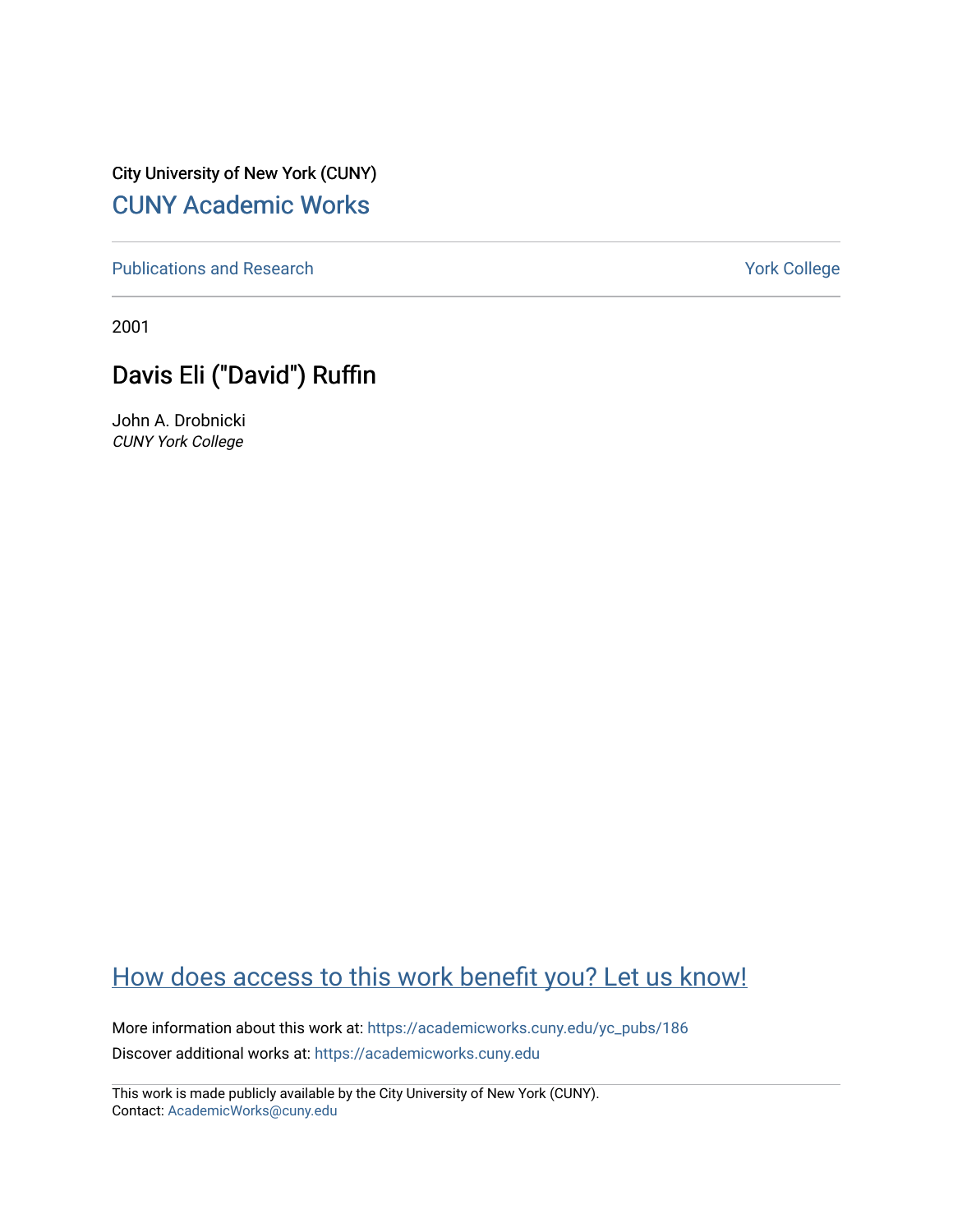City University of New York (CUNY)

CUNY Academic Works

Publications and Research

York College

2001

# Davis Eli ("David") Ruffin

John A. Drobnicki
*CUNY York College*

How does access to this work benefit you? Let us know!

More information about this work at: https://academicworks.cuny.edu/yc_pubs/186

Discover additional works at: https://academicworks.cuny.edu

This work is made publicly available by the City University of New York (CUNY).
Contact: AcademicWorks@cuny.edu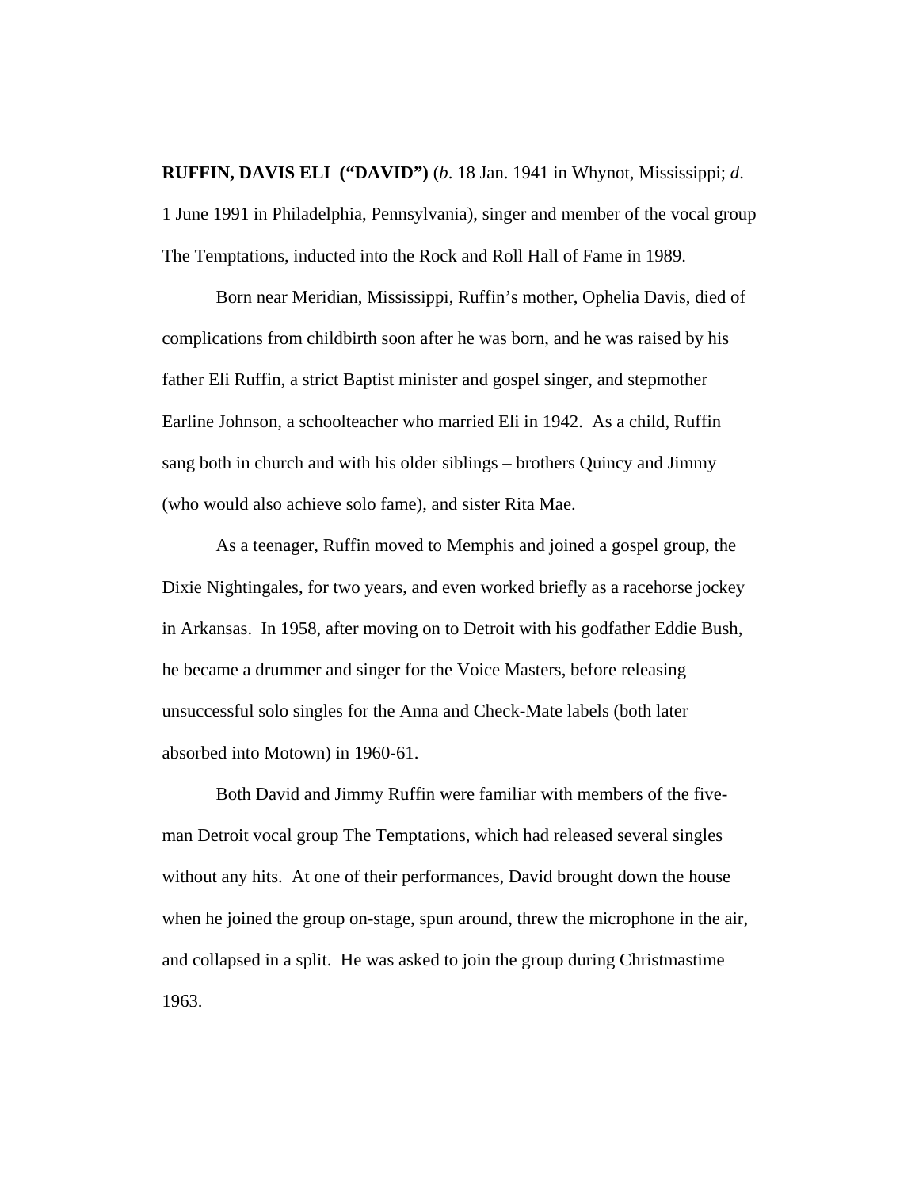**RUFFIN, DAVIS ELI ("DAVID")** (*b*. 18 Jan. 1941 in Whynot, Mississippi; *d*. 1 June 1991 in Philadelphia, Pennsylvania), singer and member of the vocal group The Temptations, inducted into the Rock and Roll Hall of Fame in 1989.

Born near Meridian, Mississippi, Ruffin's mother, Ophelia Davis, died of complications from childbirth soon after he was born, and he was raised by his father Eli Ruffin, a strict Baptist minister and gospel singer, and stepmother Earline Johnson, a schoolteacher who married Eli in 1942. As a child, Ruffin sang both in church and with his older siblings – brothers Quincy and Jimmy (who would also achieve solo fame), and sister Rita Mae.

As a teenager, Ruffin moved to Memphis and joined a gospel group, the Dixie Nightingales, for two years, and even worked briefly as a racehorse jockey in Arkansas. In 1958, after moving on to Detroit with his godfather Eddie Bush, he became a drummer and singer for the Voice Masters, before releasing unsuccessful solo singles for the Anna and Check-Mate labels (both later absorbed into Motown) in 1960-61.

Both David and Jimmy Ruffin were familiar with members of the five-man Detroit vocal group The Temptations, which had released several singles without any hits. At one of their performances, David brought down the house when he joined the group on-stage, spun around, threw the microphone in the air, and collapsed in a split. He was asked to join the group during Christmastime 1963.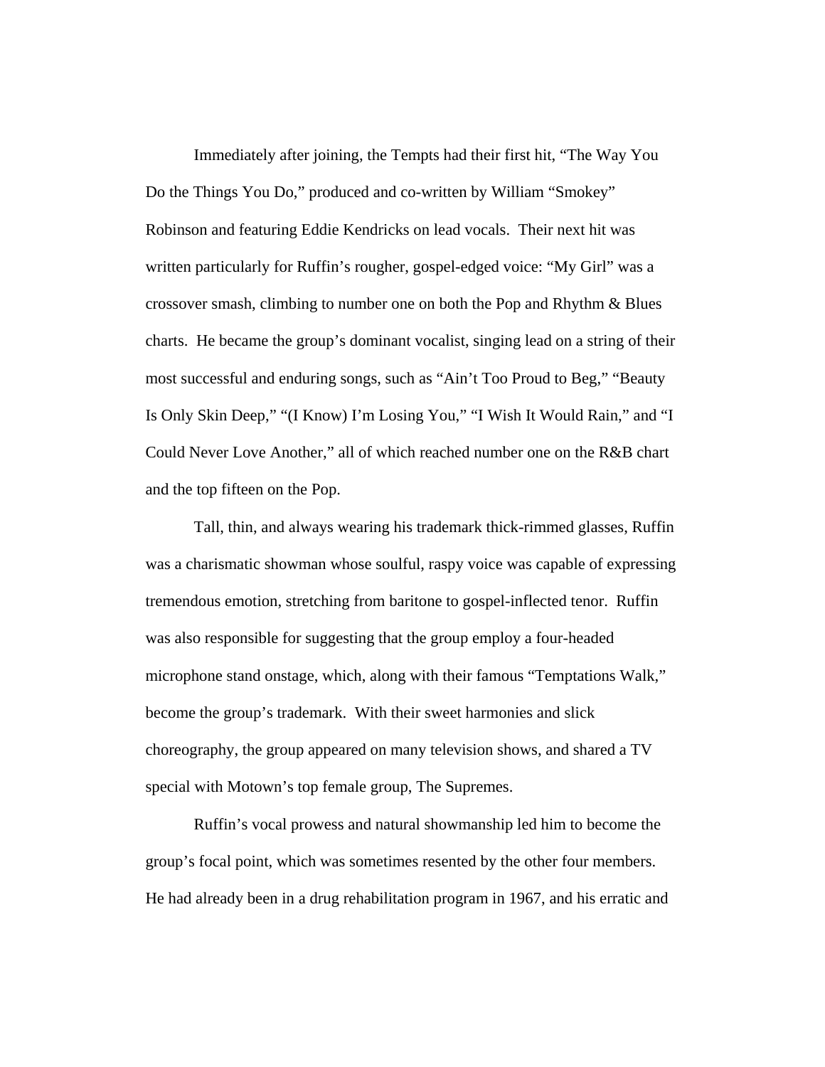Immediately after joining, the Tempts had their first hit, "The Way You Do the Things You Do," produced and co-written by William "Smokey" Robinson and featuring Eddie Kendricks on lead vocals. Their next hit was written particularly for Ruffin's rougher, gospel-edged voice: "My Girl" was a crossover smash, climbing to number one on both the Pop and Rhythm & Blues charts. He became the group's dominant vocalist, singing lead on a string of their most successful and enduring songs, such as "Ain't Too Proud to Beg," "Beauty Is Only Skin Deep," "(I Know) I'm Losing You," "I Wish It Would Rain," and "I Could Never Love Another," all of which reached number one on the R&B chart and the top fifteen on the Pop.

Tall, thin, and always wearing his trademark thick-rimmed glasses, Ruffin was a charismatic showman whose soulful, raspy voice was capable of expressing tremendous emotion, stretching from baritone to gospel-inflected tenor. Ruffin was also responsible for suggesting that the group employ a four-headed microphone stand onstage, which, along with their famous "Temptations Walk," become the group's trademark. With their sweet harmonies and slick choreography, the group appeared on many television shows, and shared a TV special with Motown's top female group, The Supremes.

Ruffin's vocal prowess and natural showmanship led him to become the group's focal point, which was sometimes resented by the other four members. He had already been in a drug rehabilitation program in 1967, and his erratic and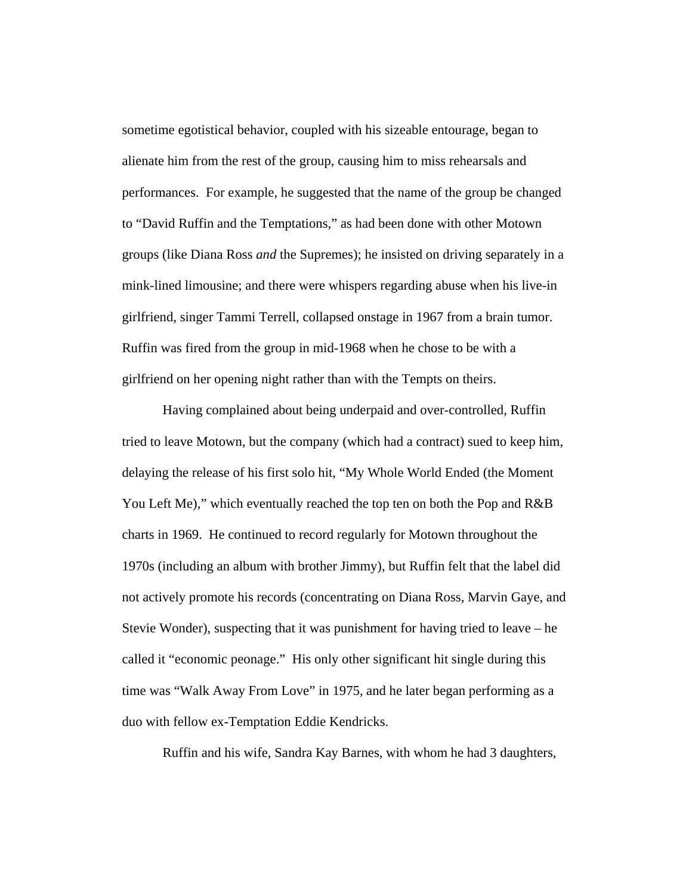sometime egotistical behavior, coupled with his sizeable entourage, began to alienate him from the rest of the group, causing him to miss rehearsals and performances. For example, he suggested that the name of the group be changed to "David Ruffin and the Temptations," as had been done with other Motown groups (like Diana Ross *and* the Supremes); he insisted on driving separately in a mink-lined limousine; and there were whispers regarding abuse when his live-in girlfriend, singer Tammi Terrell, collapsed onstage in 1967 from a brain tumor. Ruffin was fired from the group in mid-1968 when he chose to be with a girlfriend on her opening night rather than with the Tempts on theirs.

Having complained about being underpaid and over-controlled, Ruffin tried to leave Motown, but the company (which had a contract) sued to keep him, delaying the release of his first solo hit, "My Whole World Ended (the Moment You Left Me)," which eventually reached the top ten on both the Pop and R&B charts in 1969. He continued to record regularly for Motown throughout the 1970s (including an album with brother Jimmy), but Ruffin felt that the label did not actively promote his records (concentrating on Diana Ross, Marvin Gaye, and Stevie Wonder), suspecting that it was punishment for having tried to leave – he called it "economic peonage." His only other significant hit single during this time was "Walk Away From Love" in 1975, and he later began performing as a duo with fellow ex-Temptation Eddie Kendricks.

Ruffin and his wife, Sandra Kay Barnes, with whom he had 3 daughters,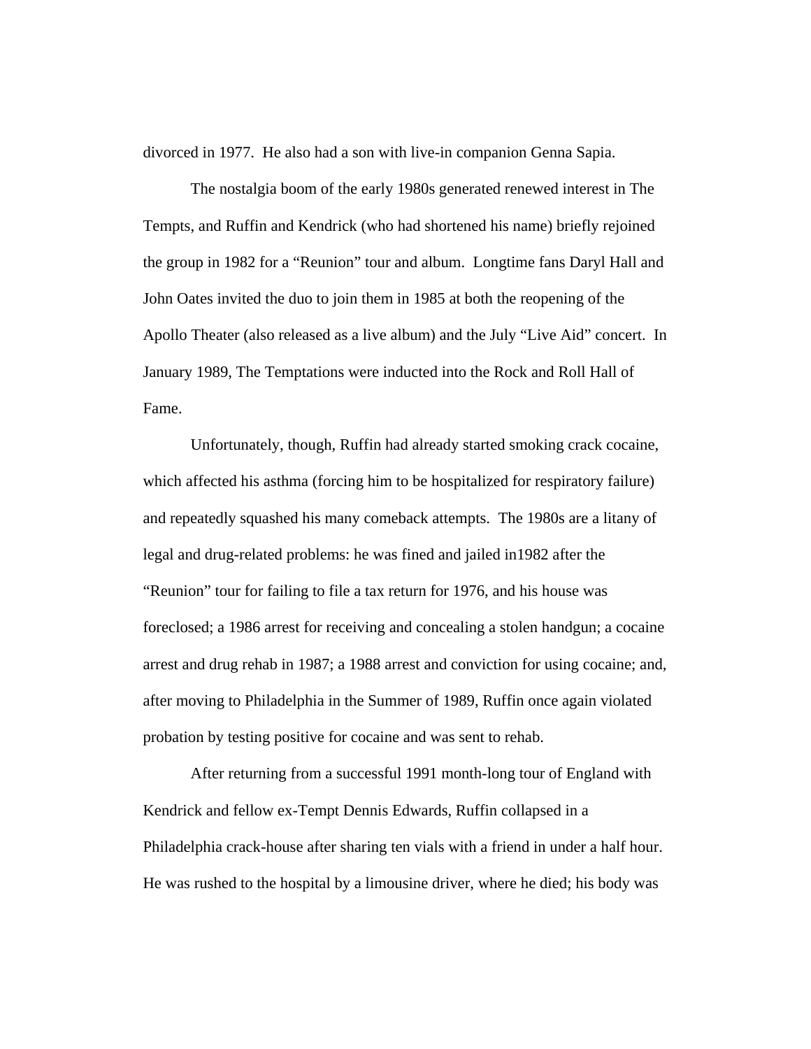divorced in 1977. He also had a son with live-in companion Genna Sapia.

The nostalgia boom of the early 1980s generated renewed interest in The Tempts, and Ruffin and Kendrick (who had shortened his name) briefly rejoined the group in 1982 for a "Reunion" tour and album. Longtime fans Daryl Hall and John Oates invited the duo to join them in 1985 at both the reopening of the Apollo Theater (also released as a live album) and the July "Live Aid" concert. In January 1989, The Temptations were inducted into the Rock and Roll Hall of Fame.

Unfortunately, though, Ruffin had already started smoking crack cocaine, which affected his asthma (forcing him to be hospitalized for respiratory failure) and repeatedly squashed his many comeback attempts. The 1980s are a litany of legal and drug-related problems: he was fined and jailed in1982 after the "Reunion" tour for failing to file a tax return for 1976, and his house was foreclosed; a 1986 arrest for receiving and concealing a stolen handgun; a cocaine arrest and drug rehab in 1987; a 1988 arrest and conviction for using cocaine; and, after moving to Philadelphia in the Summer of 1989, Ruffin once again violated probation by testing positive for cocaine and was sent to rehab.

After returning from a successful 1991 month-long tour of England with Kendrick and fellow ex-Tempt Dennis Edwards, Ruffin collapsed in a Philadelphia crack-house after sharing ten vials with a friend in under a half hour. He was rushed to the hospital by a limousine driver, where he died; his body was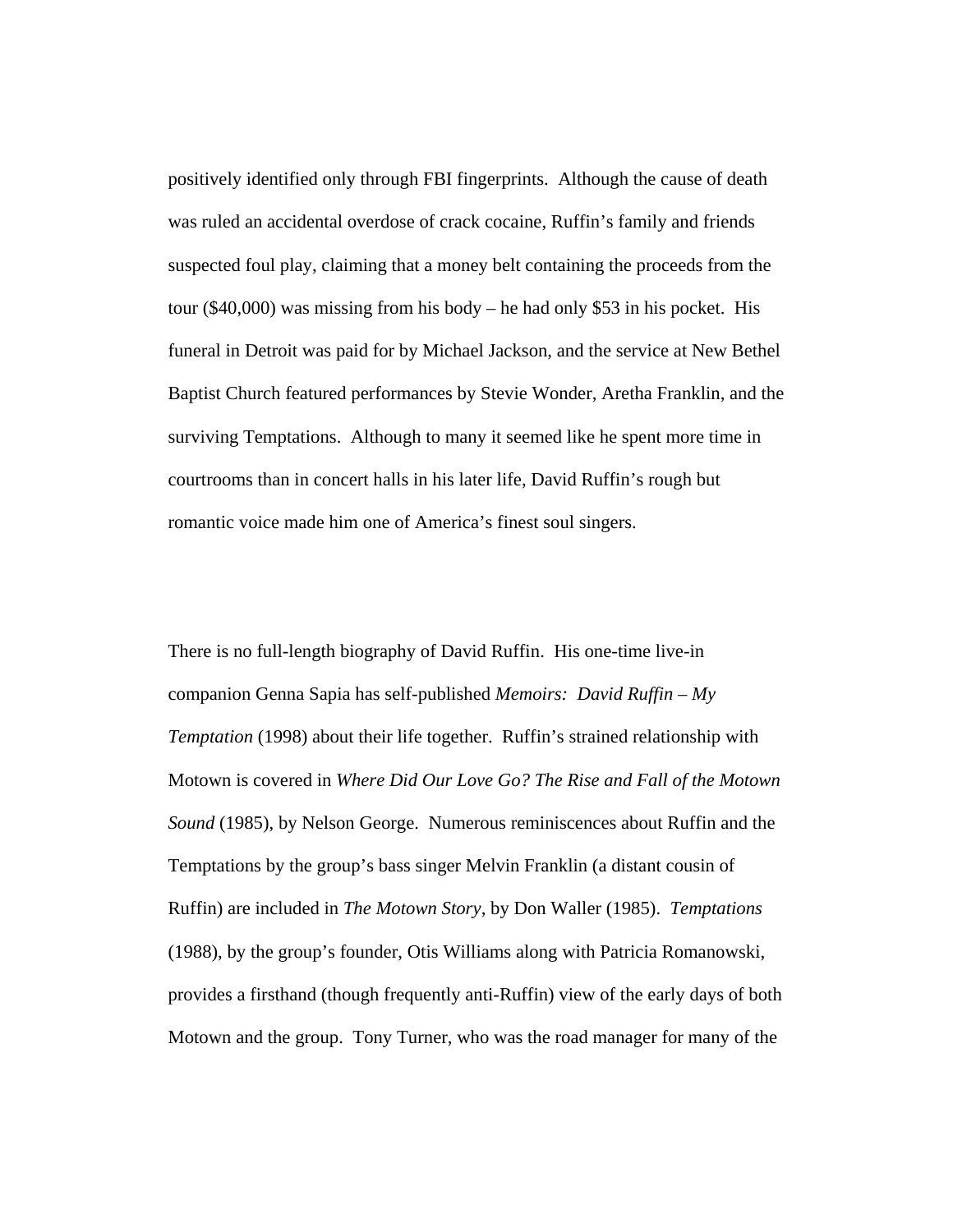positively identified only through FBI fingerprints.  Although the cause of death was ruled an accidental overdose of crack cocaine, Ruffin's family and friends suspected foul play, claiming that a money belt containing the proceeds from the tour ($40,000) was missing from his body – he had only $53 in his pocket.  His funeral in Detroit was paid for by Michael Jackson, and the service at New Bethel Baptist Church featured performances by Stevie Wonder, Aretha Franklin, and the surviving Temptations.  Although to many it seemed like he spent more time in courtrooms than in concert halls in his later life, David Ruffin's rough but romantic voice made him one of America's finest soul singers.

There is no full-length biography of David Ruffin.  His one-time live-in companion Genna Sapia has self-published *Memoirs:  David Ruffin – My Temptation* (1998) about their life together.  Ruffin's strained relationship with Motown is covered in *Where Did Our Love Go? The Rise and Fall of the Motown Sound* (1985), by Nelson George.  Numerous reminiscences about Ruffin and the Temptations by the group's bass singer Melvin Franklin (a distant cousin of Ruffin) are included in *The Motown Story*, by Don Waller (1985).  *Temptations* (1988), by the group's founder, Otis Williams along with Patricia Romanowski, provides a firsthand (though frequently anti-Ruffin) view of the early days of both Motown and the group.  Tony Turner, who was the road manager for many of the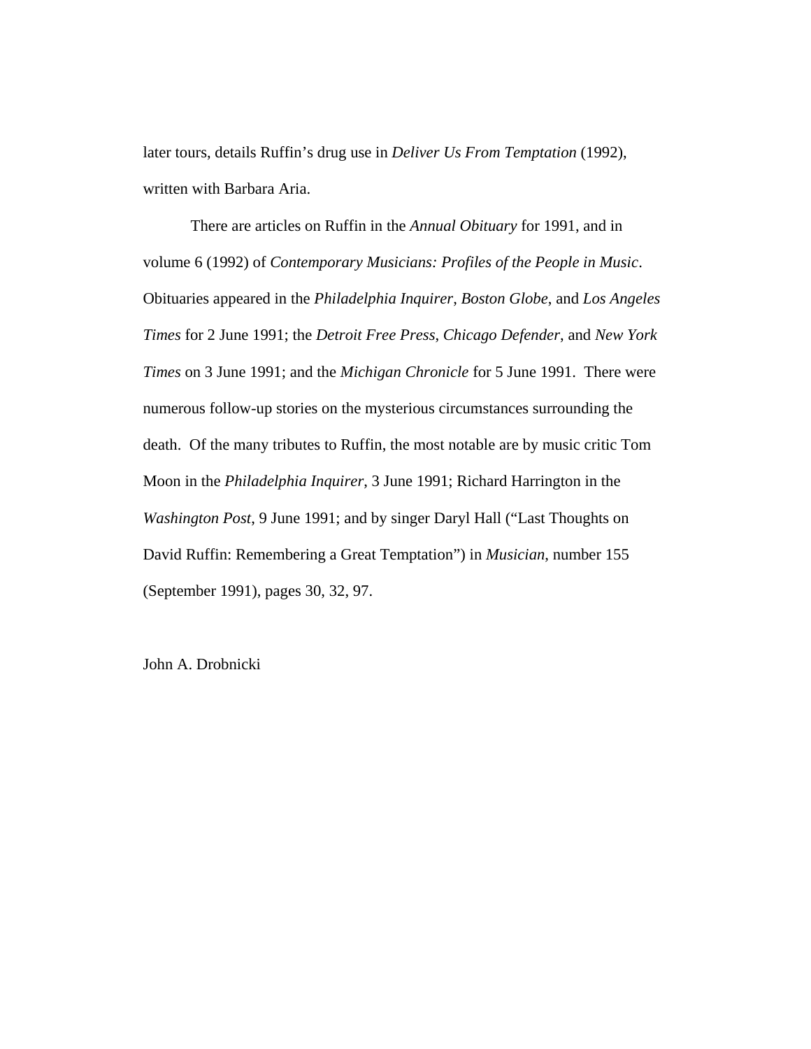later tours, details Ruffin's drug use in *Deliver Us From Temptation* (1992), written with Barbara Aria.

There are articles on Ruffin in the *Annual Obituary* for 1991, and in volume 6 (1992) of *Contemporary Musicians: Profiles of the People in Music*. Obituaries appeared in the *Philadelphia Inquirer*, *Boston Globe*, and *Los Angeles Times* for 2 June 1991; the *Detroit Free Press*, *Chicago Defender*, and *New York Times* on 3 June 1991; and the *Michigan Chronicle* for 5 June 1991. There were numerous follow-up stories on the mysterious circumstances surrounding the death. Of the many tributes to Ruffin, the most notable are by music critic Tom Moon in the *Philadelphia Inquirer*, 3 June 1991; Richard Harrington in the *Washington Post*, 9 June 1991; and by singer Daryl Hall ("Last Thoughts on David Ruffin: Remembering a Great Temptation") in *Musician*, number 155 (September 1991), pages 30, 32, 97.

John A. Drobnicki